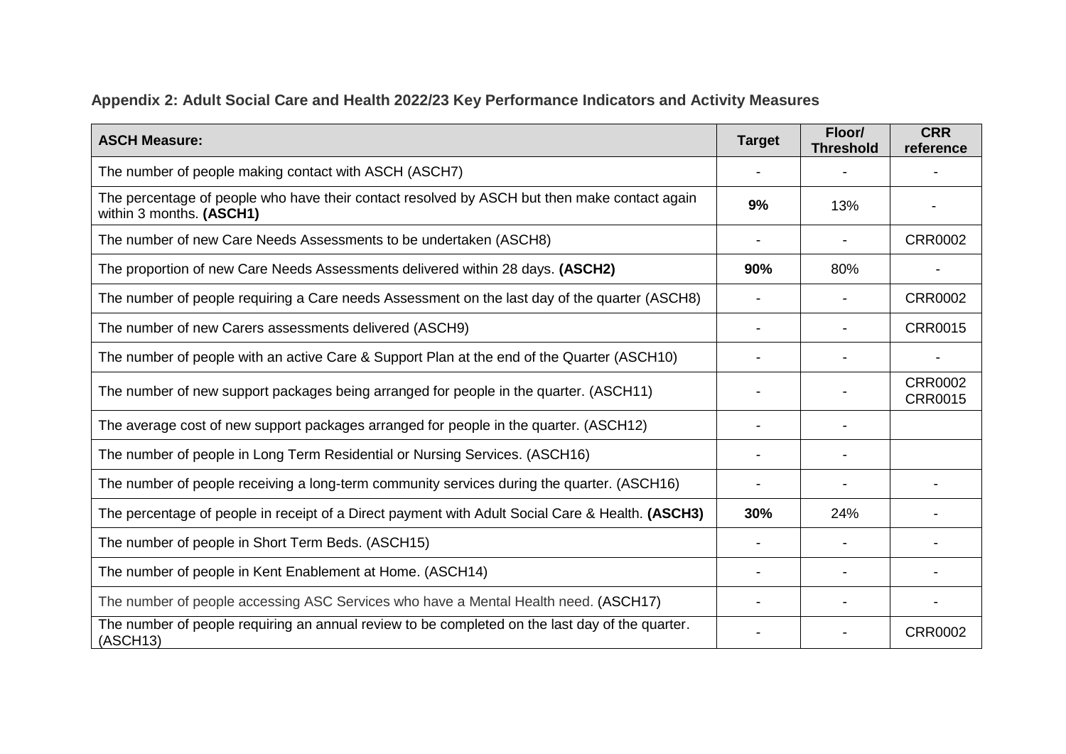**Appendix 2: Adult Social Care and Health 2022/23 Key Performance Indicators and Activity Measures**

| **ASCH Measure:** | **Target** | **Floor/ Threshold** | **CRR reference** |
|---|---|---|---|
| The number of people making contact with ASCH (ASCH7) | - | - | - |
| The percentage of people who have their contact resolved by ASCH but then make contact again within 3 months. **(ASCH1)** | **9%** | 13% | - |
| The number of new Care Needs Assessments to be undertaken (ASCH8) | - | - | CRR0002 |
| The proportion of new Care Needs Assessments delivered within 28 days. **(ASCH2)** | **90%** | 80% | - |
| The number of people requiring a Care needs Assessment on the last day of the quarter (ASCH8) | - | - | CRR0002 |
| The number of new Carers assessments delivered (ASCH9) | - | - | CRR0015 |
| The number of people with an active Care & Support Plan at the end of the Quarter (ASCH10) | - | - | - |
| The number of new support packages being arranged for people in the quarter. (ASCH11) | - | - | CRR0002 CRR0015 |
| The average cost of new support packages arranged for people in the quarter. (ASCH12) | - | - | |
| The number of people in Long Term Residential or Nursing Services. (ASCH16) | - | - | |
| The number of people receiving a long-term community services during the quarter. (ASCH16) | - | - | - |
| The percentage of people in receipt of a Direct payment with Adult Social Care & Health. **(ASCH3)** | **30%** | 24% | - |
| The number of people in Short Term Beds. (ASCH15) | - | - | - |
| The number of people in Kent Enablement at Home. (ASCH14) | - | - | - |
| The number of people accessing ASC Services who have a Mental Health need. (ASCH17) | - | - | - |
| The number of people requiring an annual review to be completed on the last day of the quarter. (ASCH13) | - | - | CRR0002 |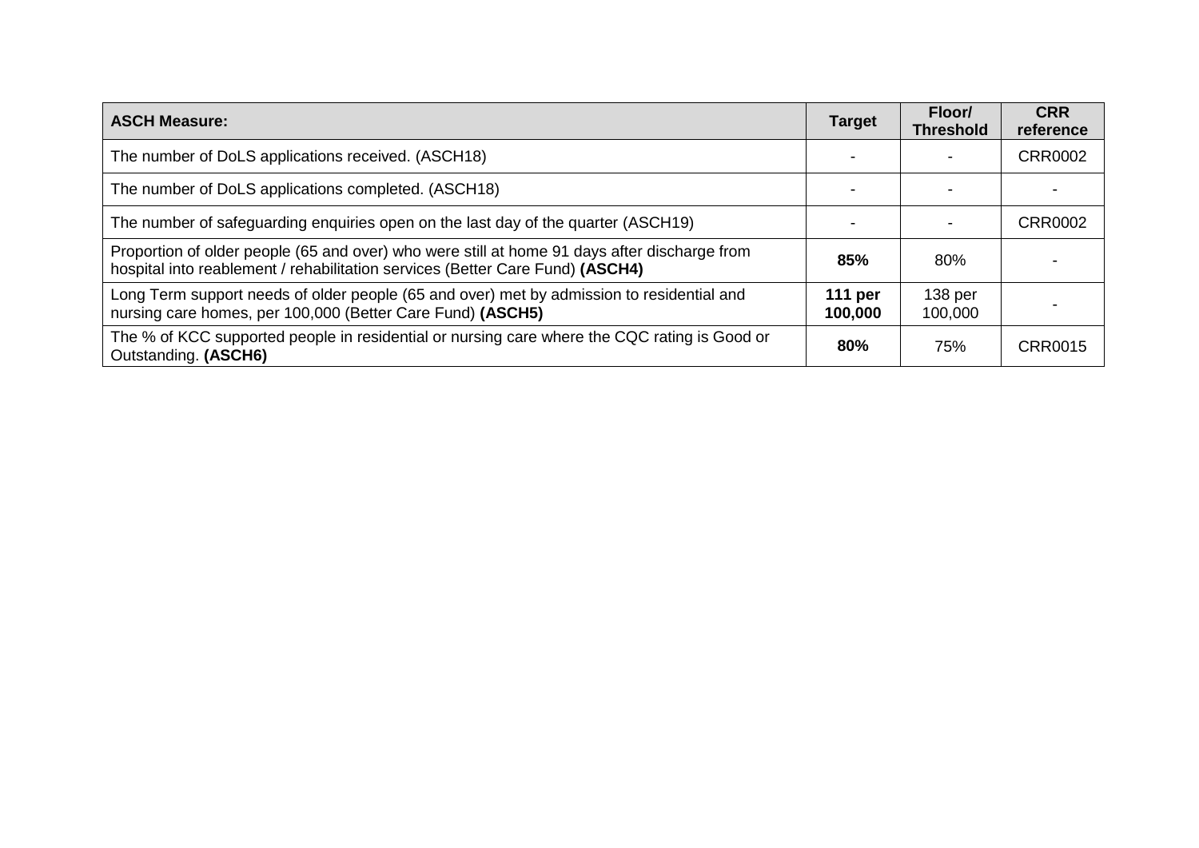| **ASCH Measure:** | **Target** | **Floor/ Threshold** | **CRR reference** |
|---|---|---|---|
| The number of DoLS applications received. (ASCH18) | - | - | CRR0002 |
| The number of DoLS applications completed. (ASCH18) | - | - | - |
| The number of safeguarding enquiries open on the last day of the quarter (ASCH19) | - | - | CRR0002 |
| Proportion of older people (65 and over) who were still at home 91 days after discharge from hospital into reablement / rehabilitation services (Better Care Fund) **(ASCH4)** | **85%** | 80% | - |
| Long Term support needs of older people (65 and over) met by admission to residential and nursing care homes, per 100,000 (Better Care Fund) **(ASCH5)** | **111 per 100,000** | 138 per 100,000 | - |
| The % of KCC supported people in residential or nursing care where the CQC rating is Good or Outstanding. **(ASCH6)** | **80%** | 75% | CRR0015 |